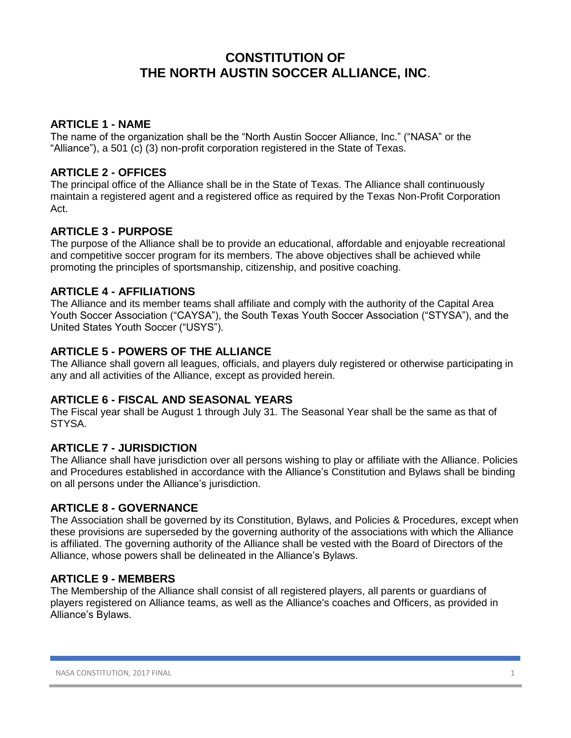# CONSTITUTION OF THE NORTH AUSTIN SOCCER ALLIANCE, INC.

## ARTICLE 1 - NAME

The name of the organization shall be the "North Austin Soccer Alliance, Inc." ("NASA" or the "Alliance"), a 501 (c) (3) non-profit corporation registered in the State of Texas.

## ARTICLE 2 - OFFICES

The principal office of the Alliance shall be in the State of Texas. The Alliance shall continuously maintain a registered agent and a registered office as required by the Texas Non-Profit Corporation Act.

## ARTICLE 3 - PURPOSE

The purpose of the Alliance shall be to provide an educational, affordable and enjoyable recreational and competitive soccer program for its members. The above objectives shall be achieved while promoting the principles of sportsmanship, citizenship, and positive coaching.

## ARTICLE 4 - AFFILIATIONS

The Alliance and its member teams shall affiliate and comply with the authority of the Capital Area Youth Soccer Association ("CAYSA"), the South Texas Youth Soccer Association ("STYSA"), and the United States Youth Soccer ("USYS").

## ARTICLE 5 - POWERS OF THE ALLIANCE

The Alliance shall govern all leagues, officials, and players duly registered or otherwise participating in any and all activities of the Alliance, except as provided herein.

## ARTICLE 6 - FISCAL AND SEASONAL YEARS

The Fiscal year shall be August 1 through July 31. The Seasonal Year shall be the same as that of STYSA.

## ARTICLE 7 - JURISDICTION

The Alliance shall have jurisdiction over all persons wishing to play or affiliate with the Alliance. Policies and Procedures established in accordance with the Alliance's Constitution and Bylaws shall be binding on all persons under the Alliance's jurisdiction.

## ARTICLE 8 - GOVERNANCE

The Association shall be governed by its Constitution, Bylaws, and Policies & Procedures, except when these provisions are superseded by the governing authority of the associations with which the Alliance is affiliated. The governing authority of the Alliance shall be vested with the Board of Directors of the Alliance, whose powers shall be delineated in the Alliance's Bylaws.

## ARTICLE 9 - MEMBERS

The Membership of the Alliance shall consist of all registered players, all parents or guardians of players registered on Alliance teams, as well as the Alliance's coaches and Officers, as provided in Alliance's Bylaws.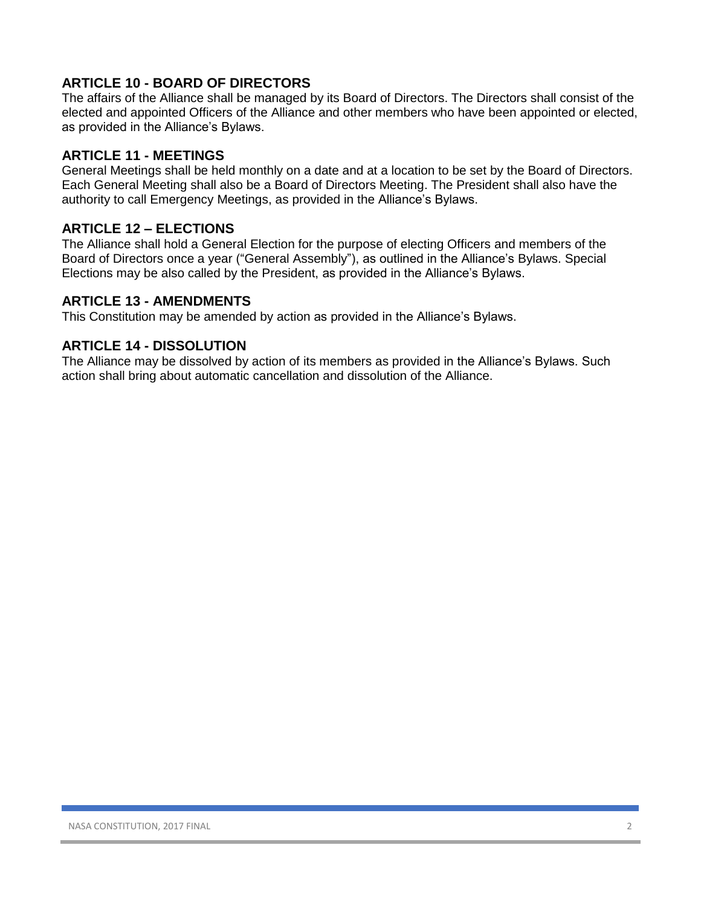## ARTICLE 10 - BOARD OF DIRECTORS

The affairs of the Alliance shall be managed by its Board of Directors. The Directors shall consist of the elected and appointed Officers of the Alliance and other members who have been appointed or elected, as provided in the Alliance's Bylaws.

## ARTICLE 11 - MEETINGS

General Meetings shall be held monthly on a date and at a location to be set by the Board of Directors. Each General Meeting shall also be a Board of Directors Meeting. The President shall also have the authority to call Emergency Meetings, as provided in the Alliance's Bylaws.

## ARTICLE 12 – ELECTIONS

The Alliance shall hold a General Election for the purpose of electing Officers and members of the Board of Directors once a year ("General Assembly"), as outlined in the Alliance's Bylaws. Special Elections may be also called by the President, as provided in the Alliance's Bylaws.

## ARTICLE 13 - AMENDMENTS

This Constitution may be amended by action as provided in the Alliance's Bylaws.

## ARTICLE 14 - DISSOLUTION

The Alliance may be dissolved by action of its members as provided in the Alliance's Bylaws. Such action shall bring about automatic cancellation and dissolution of the Alliance.